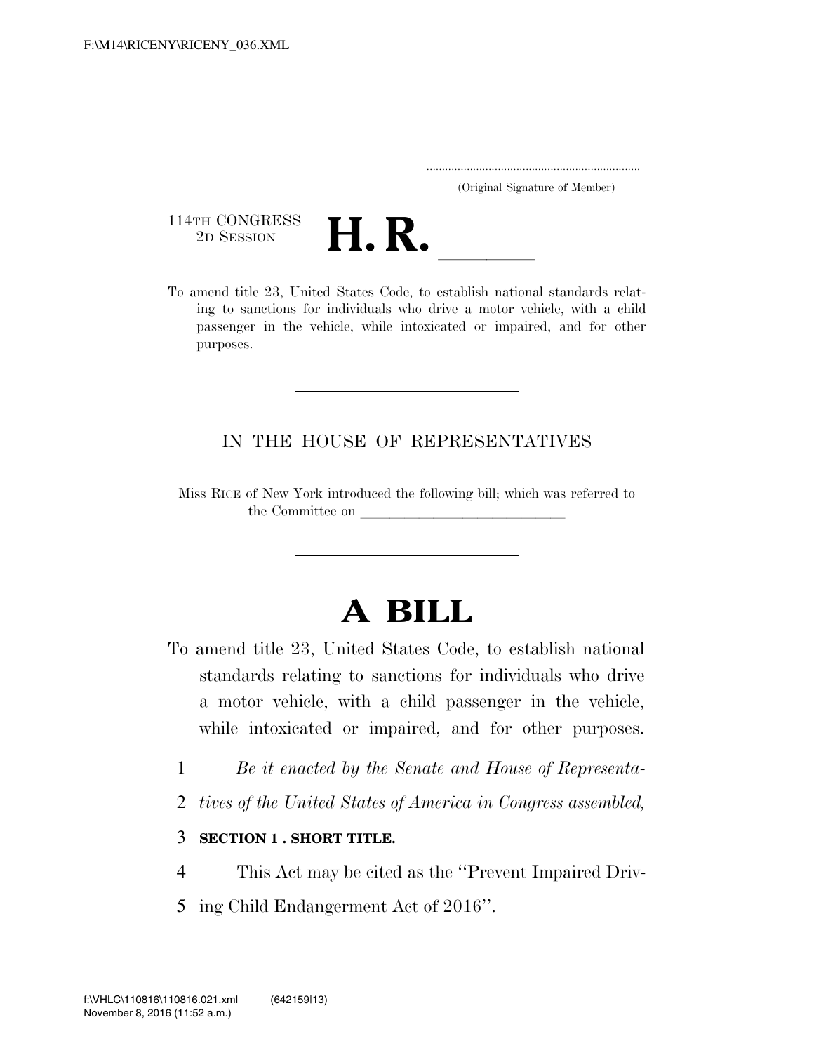(Original Signature of Member)

114TH CONGRESS
2D SESSION

# H. R. \_\_\_\_\_

To amend title 23, United States Code, to establish national standards relating to sanctions for individuals who drive a motor vehicle, with a child passenger in the vehicle, while intoxicated or impaired, and for other purposes.

---

IN THE HOUSE OF REPRESENTATIVES

Miss RICE of New York introduced the following bill; which was referred to the Committee on \_\_\_\_\_\_\_\_\_\_\_\_\_\_\_\_\_\_\_\_\_\_\_\_\_\_\_\_

---

# A BILL

To amend title 23, United States Code, to establish national standards relating to sanctions for individuals who drive a motor vehicle, with a child passenger in the vehicle, while intoxicated or impaired, and for other purposes.

1 *Be it enacted by the Senate and House of Representa-*
2 *tives of the United States of America in Congress assembled,*

3 **SECTION 1 . SHORT TITLE.**

4 This Act may be cited as the ''Prevent Impaired Driv-
5 ing Child Endangerment Act of 2016''.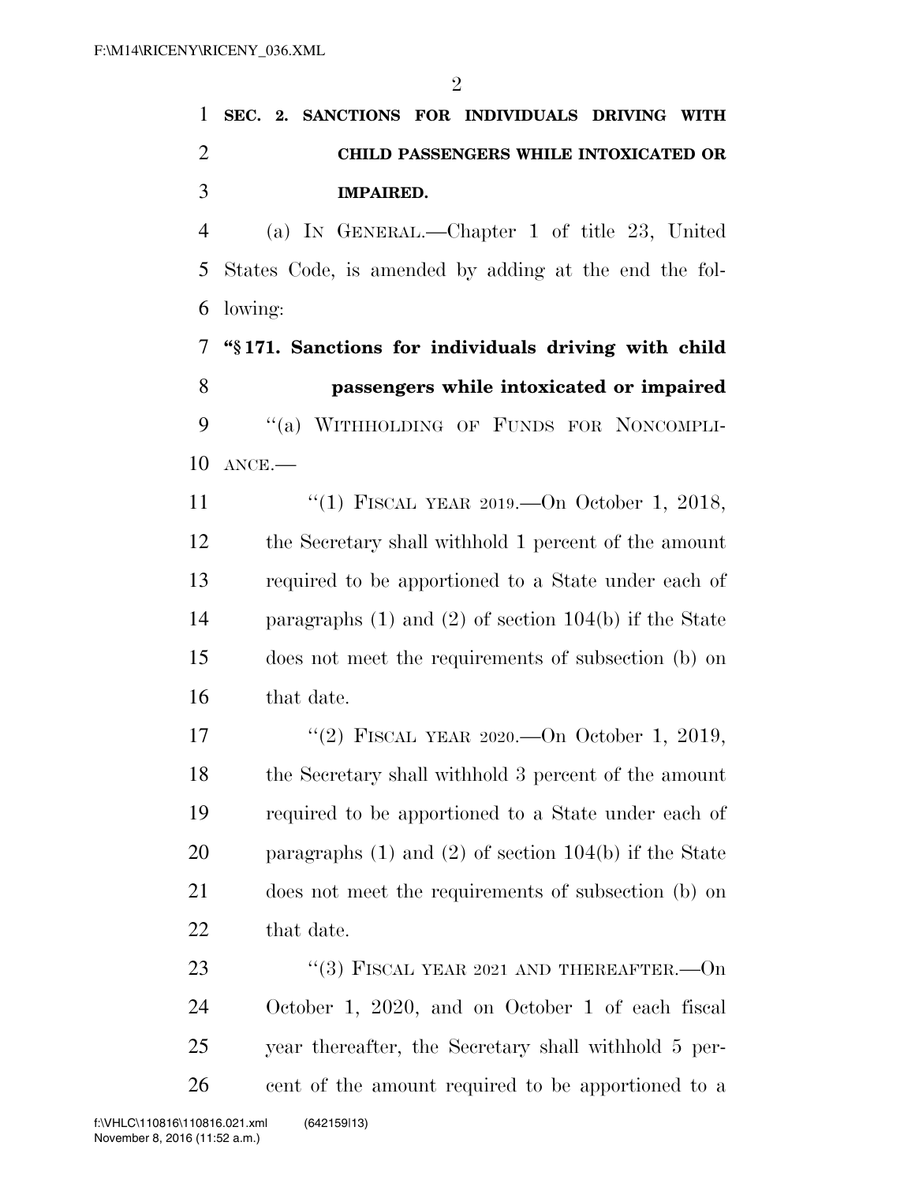**SEC. 2. SANCTIONS FOR INDIVIDUALS DRIVING WITH CHILD PASSENGERS WHILE INTOXICATED OR IMPAIRED.**

(a) IN GENERAL.—Chapter 1 of title 23, United States Code, is amended by adding at the end the following:

**"§ 171. Sanctions for individuals driving with child passengers while intoxicated or impaired**

"(a) WITHHOLDING OF FUNDS FOR NONCOMPLIANCE.—

"(1) FISCAL YEAR 2019.—On October 1, 2018, the Secretary shall withhold 1 percent of the amount required to be apportioned to a State under each of paragraphs (1) and (2) of section 104(b) if the State does not meet the requirements of subsection (b) on that date.

"(2) FISCAL YEAR 2020.—On October 1, 2019, the Secretary shall withhold 3 percent of the amount required to be apportioned to a State under each of paragraphs (1) and (2) of section 104(b) if the State does not meet the requirements of subsection (b) on that date.

"(3) FISCAL YEAR 2021 AND THEREAFTER.—On October 1, 2020, and on October 1 of each fiscal year thereafter, the Secretary shall withhold 5 percent of the amount required to be apportioned to a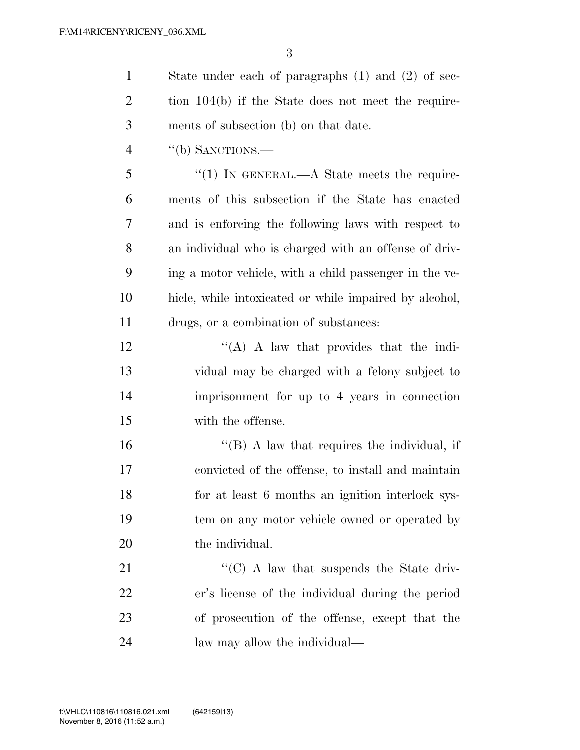State under each of paragraphs (1) and (2) of section 104(b) if the State does not meet the requirements of subsection (b) on that date.

''(b) SANCTIONS.—

''(1) IN GENERAL.—A State meets the requirements of this subsection if the State has enacted and is enforcing the following laws with respect to an individual who is charged with an offense of driving a motor vehicle, with a child passenger in the vehicle, while intoxicated or while impaired by alcohol, drugs, or a combination of substances:

''(A) A law that provides that the individual may be charged with a felony subject to imprisonment for up to 4 years in connection with the offense.

''(B) A law that requires the individual, if convicted of the offense, to install and maintain for at least 6 months an ignition interlock system on any motor vehicle owned or operated by the individual.

''(C) A law that suspends the State driver's license of the individual during the period of prosecution of the offense, except that the law may allow the individual—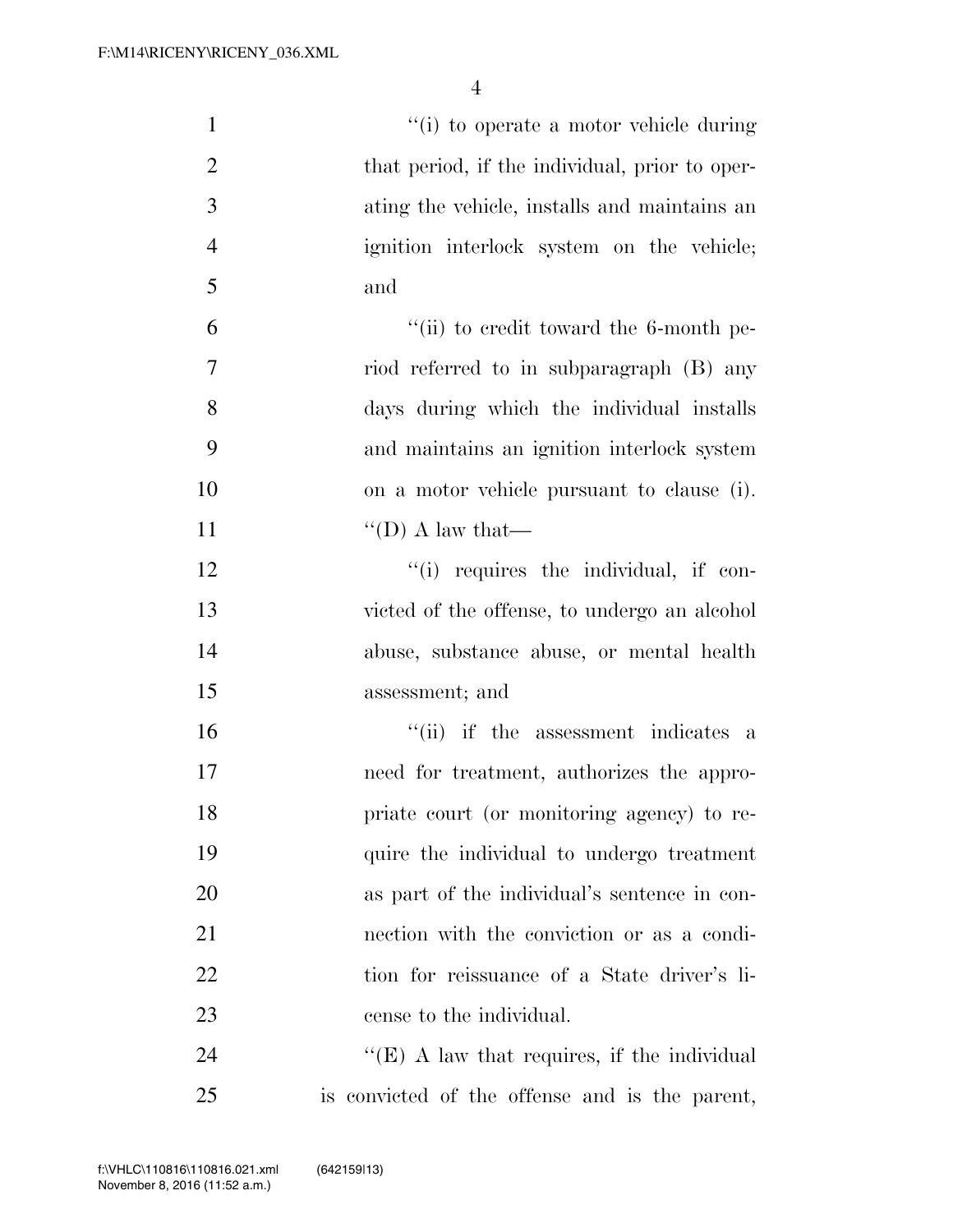"(i) to operate a motor vehicle during that period, if the individual, prior to operating the vehicle, installs and maintains an ignition interlock system on the vehicle; and

"(ii) to credit toward the 6-month period referred to in subparagraph (B) any days during which the individual installs and maintains an ignition interlock system on a motor vehicle pursuant to clause (i).

"(D) A law that—

"(i) requires the individual, if convicted of the offense, to undergo an alcohol abuse, substance abuse, or mental health assessment; and

"(ii) if the assessment indicates a need for treatment, authorizes the appropriate court (or monitoring agency) to require the individual to undergo treatment as part of the individual's sentence in connection with the conviction or as a condition for reissuance of a State driver's license to the individual.

"(E) A law that requires, if the individual is convicted of the offense and is the parent,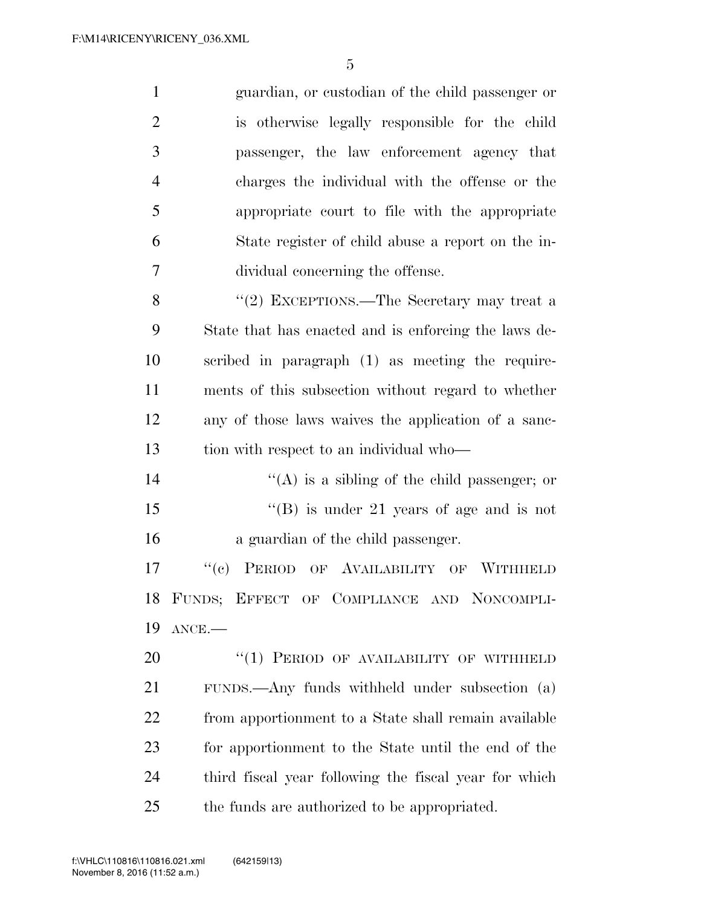guardian, or custodian of the child passenger or is otherwise legally responsible for the child passenger, the law enforcement agency that charges the individual with the offense or the appropriate court to file with the appropriate State register of child abuse a report on the individual concerning the offense.

"(2) EXCEPTIONS.—The Secretary may treat a State that has enacted and is enforcing the laws described in paragraph (1) as meeting the requirements of this subsection without regard to whether any of those laws waives the application of a sanction with respect to an individual who—

"(A) is a sibling of the child passenger; or

"(B) is under 21 years of age and is not a guardian of the child passenger.

"(c) PERIOD OF AVAILABILITY OF WITHHELD FUNDS; EFFECT OF COMPLIANCE AND NONCOMPLIANCE.—

"(1) PERIOD OF AVAILABILITY OF WITHHELD FUNDS.—Any funds withheld under subsection (a) from apportionment to a State shall remain available for apportionment to the State until the end of the third fiscal year following the fiscal year for which the funds are authorized to be appropriated.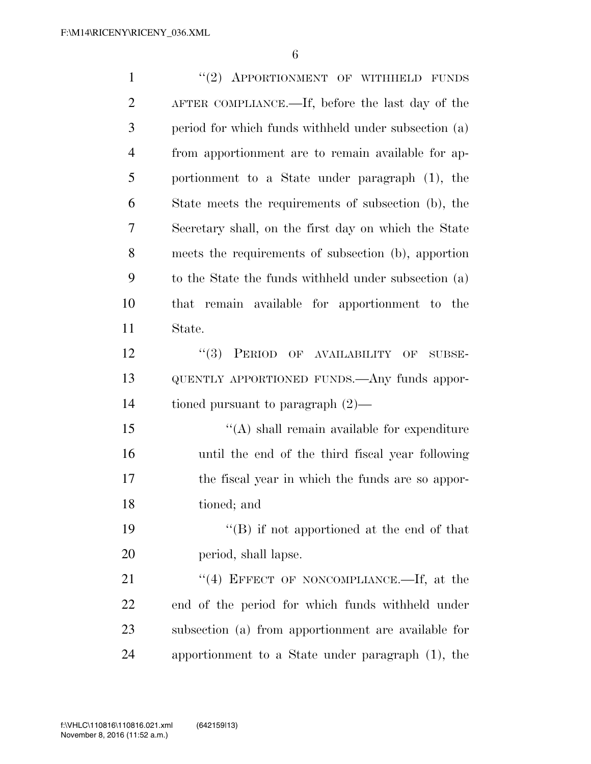"(2) APPORTIONMENT OF WITHHELD FUNDS AFTER COMPLIANCE.—If, before the last day of the period for which funds withheld under subsection (a) from apportionment are to remain available for apportionment to a State under paragraph (1), the State meets the requirements of subsection (b), the Secretary shall, on the first day on which the State meets the requirements of subsection (b), apportion to the State the funds withheld under subsection (a) that remain available for apportionment to the State.

"(3) PERIOD OF AVAILABILITY OF SUBSEQUENTLY APPORTIONED FUNDS.—Any funds apportioned pursuant to paragraph (2)—

"(A) shall remain available for expenditure until the end of the third fiscal year following the fiscal year in which the funds are so apportioned; and

"(B) if not apportioned at the end of that period, shall lapse.

"(4) EFFECT OF NONCOMPLIANCE.—If, at the end of the period for which funds withheld under subsection (a) from apportionment are available for apportionment to a State under paragraph (1), the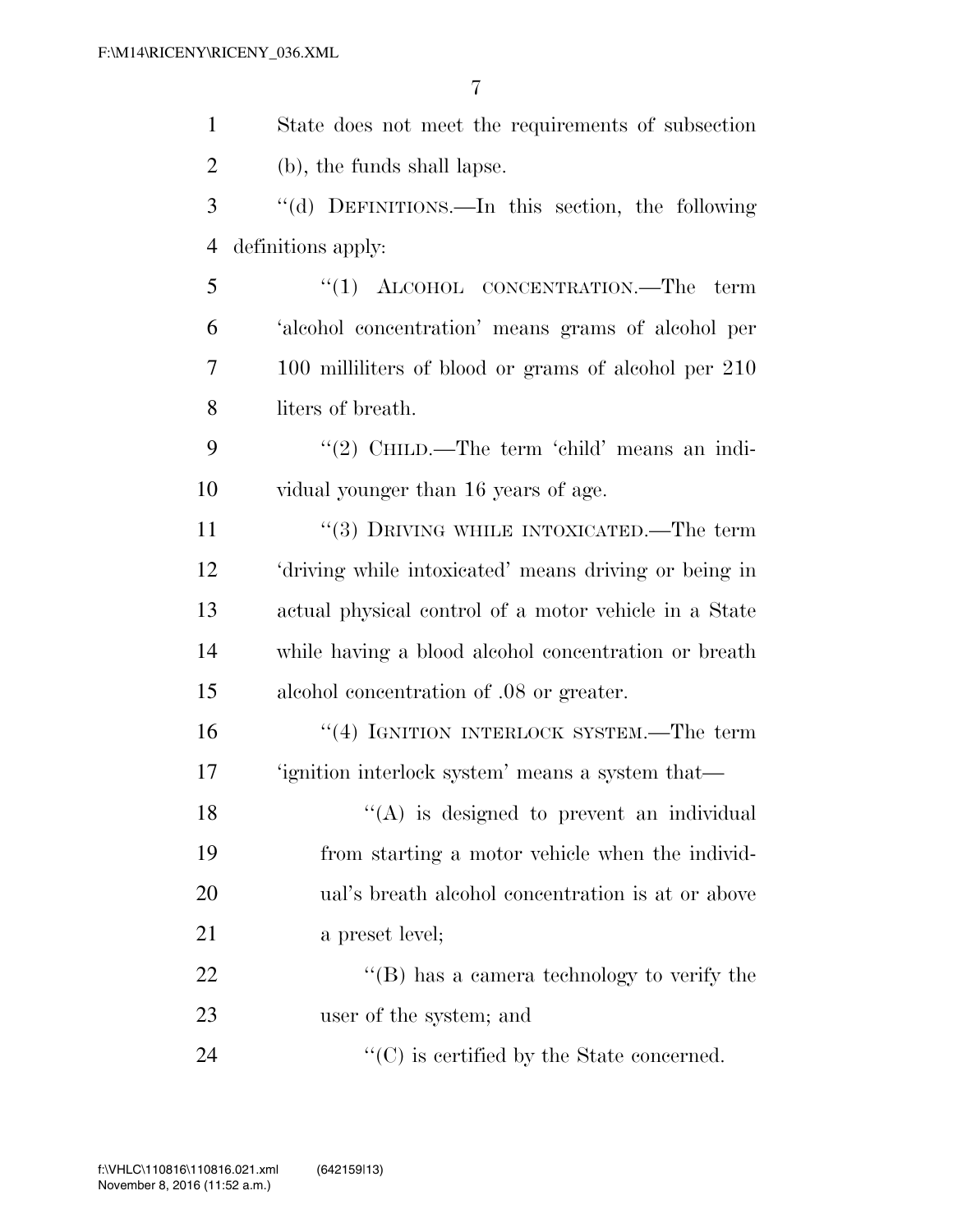State does not meet the requirements of subsection (b), the funds shall lapse.

"(d) DEFINITIONS.—In this section, the following definitions apply:

"(1) ALCOHOL CONCENTRATION.—The term 'alcohol concentration' means grams of alcohol per 100 milliliters of blood or grams of alcohol per 210 liters of breath.

"(2) CHILD.—The term 'child' means an individual younger than 16 years of age.

"(3) DRIVING WHILE INTOXICATED.—The term 'driving while intoxicated' means driving or being in actual physical control of a motor vehicle in a State while having a blood alcohol concentration or breath alcohol concentration of .08 or greater.

"(4) IGNITION INTERLOCK SYSTEM.—The term 'ignition interlock system' means a system that—

"(A) is designed to prevent an individual from starting a motor vehicle when the individual's breath alcohol concentration is at or above a preset level;

"(B) has a camera technology to verify the user of the system; and

"(C) is certified by the State concerned.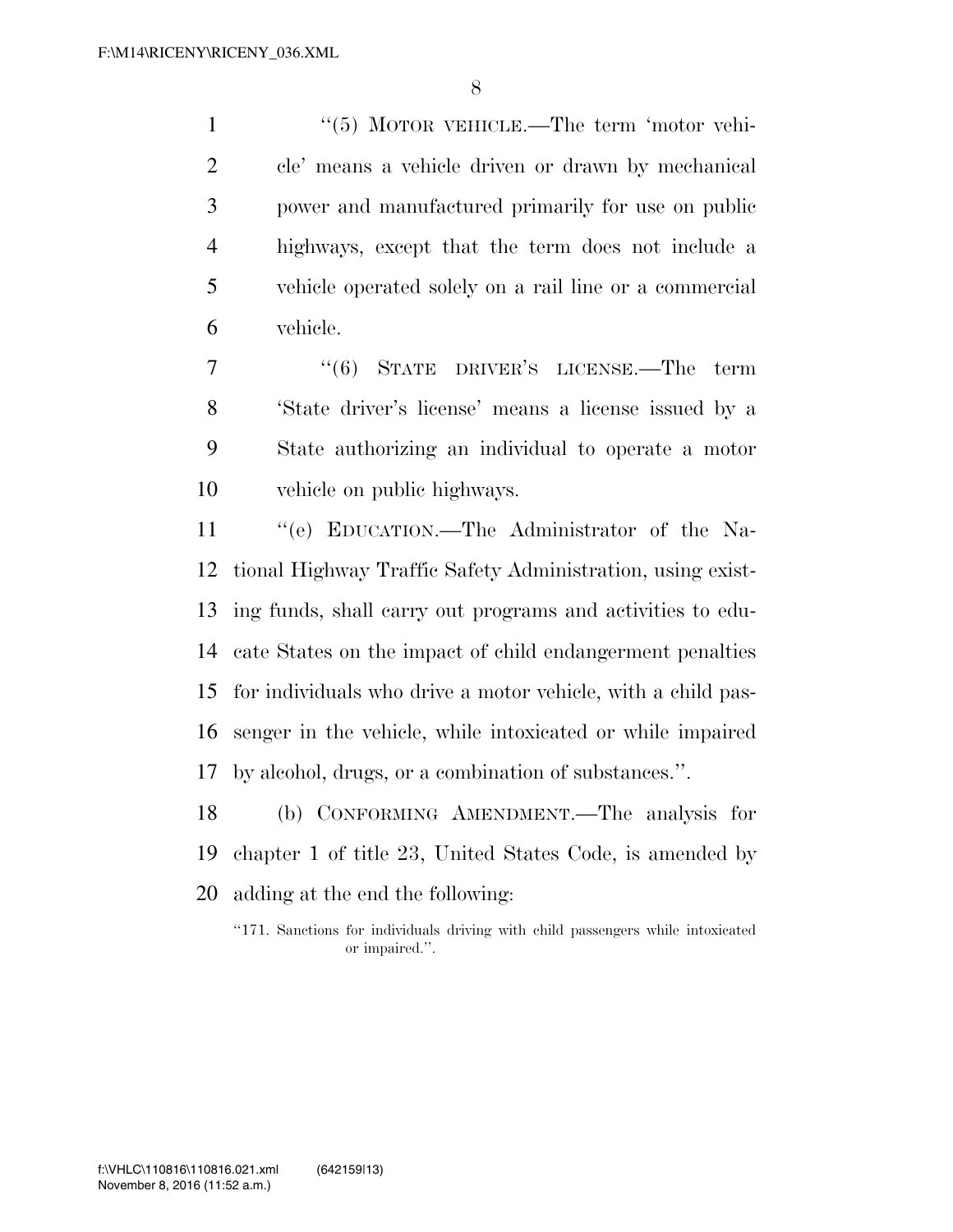''(5) MOTOR VEHICLE.—The term 'motor vehicle' means a vehicle driven or drawn by mechanical power and manufactured primarily for use on public highways, except that the term does not include a vehicle operated solely on a rail line or a commercial vehicle.

''(6) STATE DRIVER'S LICENSE.—The term 'State driver's license' means a license issued by a State authorizing an individual to operate a motor vehicle on public highways.

''(e) EDUCATION.—The Administrator of the National Highway Traffic Safety Administration, using existing funds, shall carry out programs and activities to educate States on the impact of child endangerment penalties for individuals who drive a motor vehicle, with a child passenger in the vehicle, while intoxicated or while impaired by alcohol, drugs, or a combination of substances.''.

(b) CONFORMING AMENDMENT.—The analysis for chapter 1 of title 23, United States Code, is amended by adding at the end the following:

''171. Sanctions for individuals driving with child passengers while intoxicated or impaired.''.